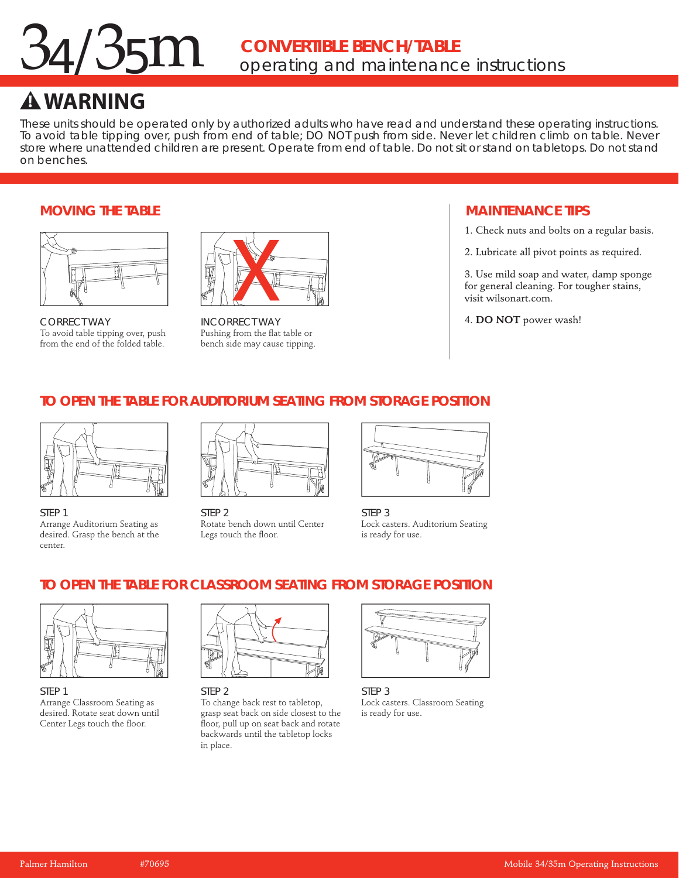# 34/35m CONVERTIBLE BENCH/TABLE

operating and maintenance instructions

## ⚠ WARNING

These units should be operated only by authorized adults who have read and understand these operating instructions. To avoid table tipping over, push from end of table; DO NOT push from side. Never let children climb on table. Never store where unattended children are present. Operate from end of table. Do not sit or stand on tabletops. Do not stand on benches.

## MOVING THE TABLE

CORRECT WAY
To avoid table tipping over, push from the end of the folded table.

INCORRECT WAY
Pushing from the flat table or bench side may cause tipping.

## MAINTENANCE TIPS

1. Check nuts and bolts on a regular basis.
2. Lubricate all pivot points as required.
3. Use mild soap and water, damp sponge for general cleaning. For tougher stains, visit wilsonart.com.
4. **DO NOT** power wash!

## TO OPEN THE TABLE FOR AUDITORIUM SEATING FROM STORAGE POSITION

STEP 1
Arrange Auditorium Seating as desired. Grasp the bench at the center.

STEP 2
Rotate bench down until Center Legs touch the floor.

STEP 3
Lock casters. Auditorium Seating is ready for use.

## TO OPEN THE TABLE FOR CLASSROOM SEATING FROM STORAGE POSITION

STEP 1
Arrange Classroom Seating as desired. Rotate seat down until Center Legs touch the floor.

STEP 2
To change back rest to tabletop, grasp seat back on side closest to the floor, pull up on seat back and rotate backwards until the tabletop locks in place.

STEP 3
Lock casters. Classroom Seating is ready for use.

Palmer Hamilton #70695 Mobile 34/35m Operating Instructions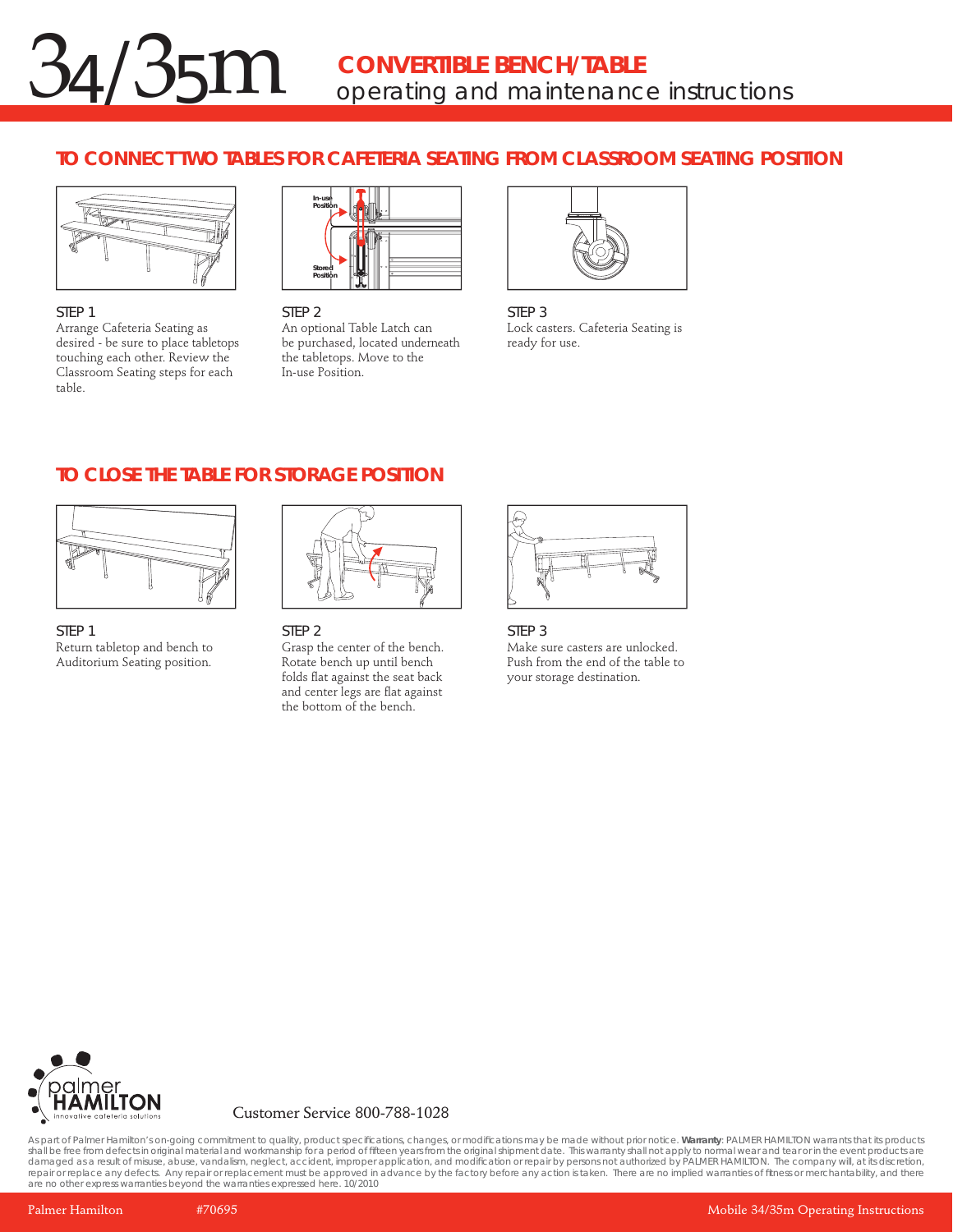# 34/35m CONVERTIBLE BENCH/TABLE

operating and maintenance instructions

## TO CONNECT TWO TABLES FOR CAFETERIA SEATING FROM CLASSROOM SEATING POSITION

In-use Position

Stored Position

STEP 1
Arrange Cafeteria Seating as desired - be sure to place tabletops touching each other. Review the Classroom Seating steps for each table.

STEP 2
An optional Table Latch can be purchased, located underneath the tabletops. Move to the In-use Position.

STEP 3
Lock casters. Cafeteria Seating is ready for use.

## TO CLOSE THE TABLE FOR STORAGE POSITION

STEP 1
Return tabletop and bench to Auditorium Seating position.

STEP 2
Grasp the center of the bench. Rotate bench up until bench folds flat against the seat back and center legs are flat against the bottom of the bench.

STEP 3
Make sure casters are unlocked. Push from the end of the table to your storage destination.

palmer HAMILTON
innovative cafeteria solutions

Customer Service 800-788-1028

As part of Palmer Hamilton's on-going commitment to quality, product specifications, changes, or modifications may be made without prior notice. **Warranty**: PALMER HAMILTON warrants that its products shall be free from defects in original material and workmanship for a period of fifteen years from the original shipment date. This warranty shall not apply to normal wear and tear or in the event products are damaged as a result of misuse, abuse, vandalism, neglect, accident, improper application, and modification or repair by persons not authorized by PALMER HAMILTON. The company will, at its discretion, repair or replace any defects. Any repair or replacement must be approved in advance by the factory before any action is taken. There are no implied warranties of fitness or merchantability, and there are no other express warranties beyond the warranties expressed here. 10/2010

Palmer Hamilton #70695 Mobile 34/35m Operating Instructions